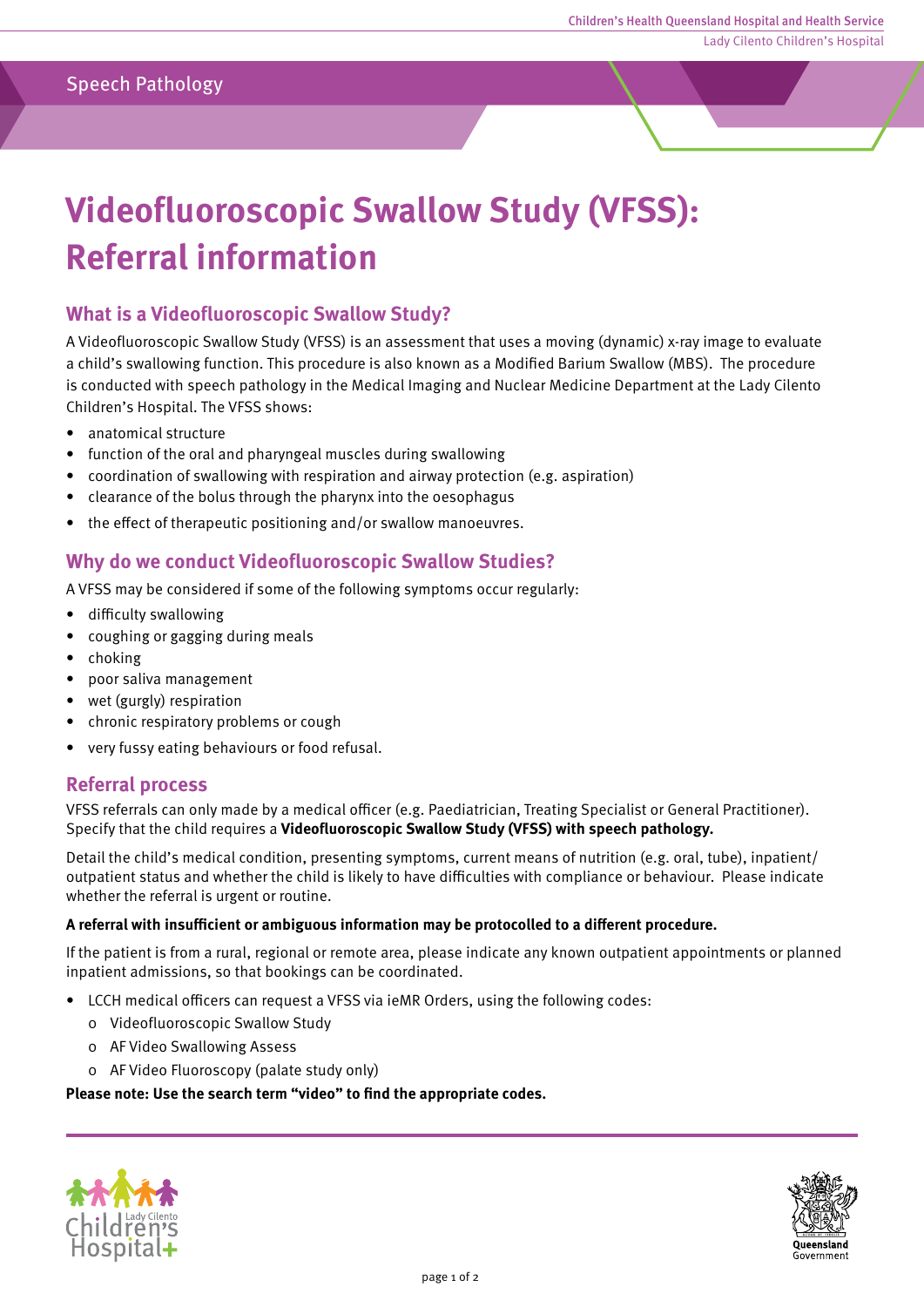Speech Pathology

# Videofluoroscopic Swallow Study (VFSS): Referral information

## What is a Videofluoroscopic Swallow Study?

A Videofluoroscopic Swallow Study (VFSS) is an assessment that uses a moving (dynamic) x-ray image to evaluate a child's swallowing function. This procedure is also known as a Modified Barium Swallow (MBS). The procedure is conducted with speech pathology in the Medical Imaging and Nuclear Medicine Department at the Lady Cilento Children's Hospital. The VFSS shows:

- anatomical structure
- function of the oral and pharyngeal muscles during swallowing
- coordination of swallowing with respiration and airway protection (e.g. aspiration)
- clearance of the bolus through the pharynx into the oesophagus
- the effect of therapeutic positioning and/or swallow manoeuvres.

## Why do we conduct Videofluoroscopic Swallow Studies?

A VFSS may be considered if some of the following symptoms occur regularly:

- difficulty swallowing
- coughing or gagging during meals
- choking
- poor saliva management
- wet (gurgly) respiration
- chronic respiratory problems or cough
- very fussy eating behaviours or food refusal.

## Referral process

VFSS referrals can only made by a medical officer (e.g. Paediatrician, Treating Specialist or General Practitioner). Specify that the child requires a **Videofluoroscopic Swallow Study (VFSS) with speech pathology.**

Detail the child's medical condition, presenting symptoms, current means of nutrition (e.g. oral, tube), inpatient/outpatient status and whether the child is likely to have difficulties with compliance or behaviour. Please indicate whether the referral is urgent or routine.

**A referral with insufficient or ambiguous information may be protocolled to a different procedure.**

If the patient is from a rural, regional or remote area, please indicate any known outpatient appointments or planned inpatient admissions, so that bookings can be coordinated.

- LCCH medical officers can request a VFSS via ieMR Orders, using the following codes:
  - Videofluoroscopic Swallow Study
  - AF Video Swallowing Assess
  - AF Video Fluoroscopy (palate study only)

**Please note: Use the search term "video" to find the appropriate codes.**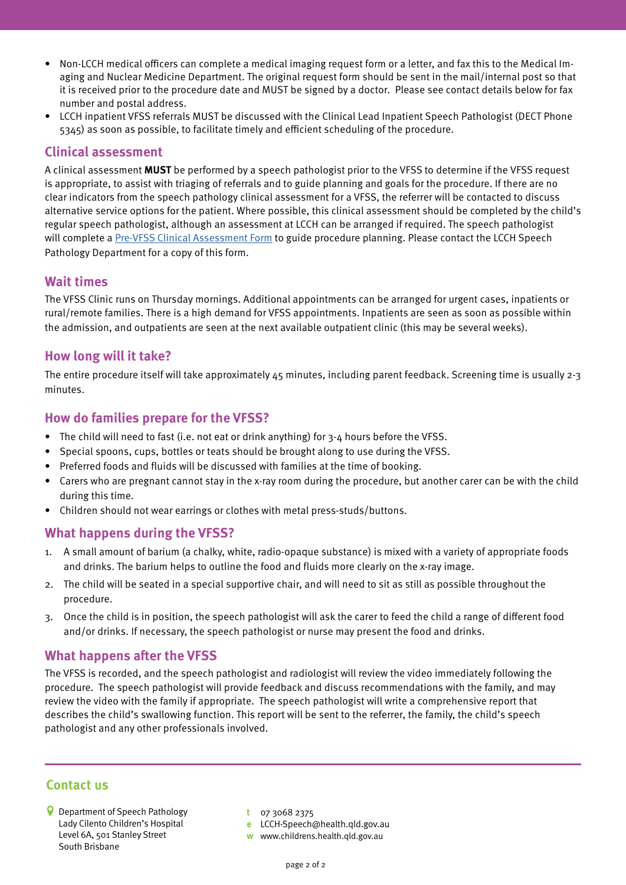- Non-LCCH medical officers can complete a medical imaging request form or a letter, and fax this to the Medical Imaging and Nuclear Medicine Department. The original request form should be sent in the mail/internal post so that it is received prior to the procedure date and MUST be signed by a doctor. Please see contact details below for fax number and postal address.
- LCCH inpatient VFSS referrals MUST be discussed with the Clinical Lead Inpatient Speech Pathologist (DECT Phone 5345) as soon as possible, to facilitate timely and efficient scheduling of the procedure.

## Clinical assessment

A clinical assessment **MUST** be performed by a speech pathologist prior to the VFSS to determine if the VFSS request is appropriate, to assist with triaging of referrals and to guide planning and goals for the procedure. If there are no clear indicators from the speech pathology clinical assessment for a VFSS, the referrer will be contacted to discuss alternative service options for the patient. Where possible, this clinical assessment should be completed by the child's regular speech pathologist, although an assessment at LCCH can be arranged if required. The speech pathologist will complete a Pre-VFSS Clinical Assessment Form to guide procedure planning. Please contact the LCCH Speech Pathology Department for a copy of this form.

## Wait times

The VFSS Clinic runs on Thursday mornings. Additional appointments can be arranged for urgent cases, inpatients or rural/remote families. There is a high demand for VFSS appointments. Inpatients are seen as soon as possible within the admission, and outpatients are seen at the next available outpatient clinic (this may be several weeks).

## How long will it take?

The entire procedure itself will take approximately 45 minutes, including parent feedback. Screening time is usually 2-3 minutes.

## How do families prepare for the VFSS?

- The child will need to fast (i.e. not eat or drink anything) for 3-4 hours before the VFSS.
- Special spoons, cups, bottles or teats should be brought along to use during the VFSS.
- Preferred foods and fluids will be discussed with families at the time of booking.
- Carers who are pregnant cannot stay in the x-ray room during the procedure, but another carer can be with the child during this time.
- Children should not wear earrings or clothes with metal press-studs/buttons.

## What happens during the VFSS?

1. A small amount of barium (a chalky, white, radio-opaque substance) is mixed with a variety of appropriate foods and drinks. The barium helps to outline the food and fluids more clearly on the x-ray image.
2. The child will be seated in a special supportive chair, and will need to sit as still as possible throughout the procedure.
3. Once the child is in position, the speech pathologist will ask the carer to feed the child a range of different food and/or drinks. If necessary, the speech pathologist or nurse may present the food and drinks.

## What happens after the VFSS

The VFSS is recorded, and the speech pathologist and radiologist will review the video immediately following the procedure. The speech pathologist will provide feedback and discuss recommendations with the family, and may review the video with the family if appropriate. The speech pathologist will write a comprehensive report that describes the child's swallowing function. This report will be sent to the referrer, the family, the child's speech pathologist and any other professionals involved.

## Contact us

Department of Speech Pathology
Lady Cilento Children's Hospital
Level 6A, 501 Stanley Street
South Brisbane

**t** 07 3068 2375
**e** LCCH-Speech@health.qld.gov.au
**w** www.childrens.health.qld.gov.au